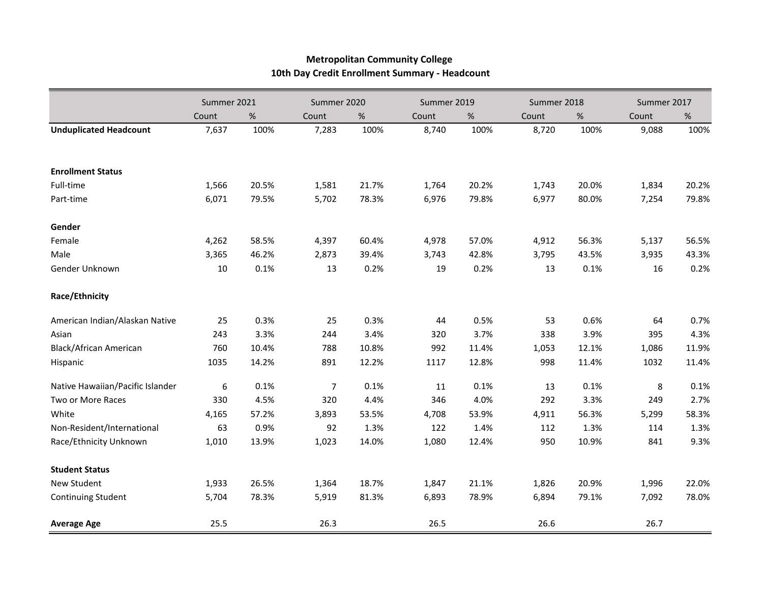**Metropolitan Community College**
**10th Day Credit Enrollment Summary - Headcount**

| | Summer 2021 | | Summer 2020 | | Summer 2019 | | Summer 2018 | | Summer 2017 | |
|---|---|---|---|---|---|---|---|---|---|---|
| | Count | % | Count | % | Count | % | Count | % | Count | % |
| **Unduplicated Headcount** | 7,637 | 100% | 7,283 | 100% | 8,740 | 100% | 8,720 | 100% | 9,088 | 100% |
| | | | | | | | | | | |
| **Enrollment Status** | | | | | | | | | | |
| Full-time | 1,566 | 20.5% | 1,581 | 21.7% | 1,764 | 20.2% | 1,743 | 20.0% | 1,834 | 20.2% |
| Part-time | 6,071 | 79.5% | 5,702 | 78.3% | 6,976 | 79.8% | 6,977 | 80.0% | 7,254 | 79.8% |
| | | | | | | | | | | |
| **Gender** | | | | | | | | | | |
| Female | 4,262 | 58.5% | 4,397 | 60.4% | 4,978 | 57.0% | 4,912 | 56.3% | 5,137 | 56.5% |
| Male | 3,365 | 46.2% | 2,873 | 39.4% | 3,743 | 42.8% | 3,795 | 43.5% | 3,935 | 43.3% |
| Gender Unknown | 10 | 0.1% | 13 | 0.2% | 19 | 0.2% | 13 | 0.1% | 16 | 0.2% |
| | | | | | | | | | | |
| **Race/Ethnicity** | | | | | | | | | | |
| American Indian/Alaskan Native | 25 | 0.3% | 25 | 0.3% | 44 | 0.5% | 53 | 0.6% | 64 | 0.7% |
| Asian | 243 | 3.3% | 244 | 3.4% | 320 | 3.7% | 338 | 3.9% | 395 | 4.3% |
| Black/African American | 760 | 10.4% | 788 | 10.8% | 992 | 11.4% | 1,053 | 12.1% | 1,086 | 11.9% |
| Hispanic | 1035 | 14.2% | 891 | 12.2% | 1117 | 12.8% | 998 | 11.4% | 1032 | 11.4% |
| Native Hawaiian/Pacific Islander | 6 | 0.1% | 7 | 0.1% | 11 | 0.1% | 13 | 0.1% | 8 | 0.1% |
| Two or More Races | 330 | 4.5% | 320 | 4.4% | 346 | 4.0% | 292 | 3.3% | 249 | 2.7% |
| White | 4,165 | 57.2% | 3,893 | 53.5% | 4,708 | 53.9% | 4,911 | 56.3% | 5,299 | 58.3% |
| Non-Resident/International | 63 | 0.9% | 92 | 1.3% | 122 | 1.4% | 112 | 1.3% | 114 | 1.3% |
| Race/Ethnicity Unknown | 1,010 | 13.9% | 1,023 | 14.0% | 1,080 | 12.4% | 950 | 10.9% | 841 | 9.3% |
| | | | | | | | | | | |
| **Student Status** | | | | | | | | | | |
| New Student | 1,933 | 26.5% | 1,364 | 18.7% | 1,847 | 21.1% | 1,826 | 20.9% | 1,996 | 22.0% |
| Continuing Student | 5,704 | 78.3% | 5,919 | 81.3% | 6,893 | 78.9% | 6,894 | 79.1% | 7,092 | 78.0% |
| | | | | | | | | | | |
| **Average Age** | 25.5 | | 26.3 | | 26.5 | | 26.6 | | 26.7 | |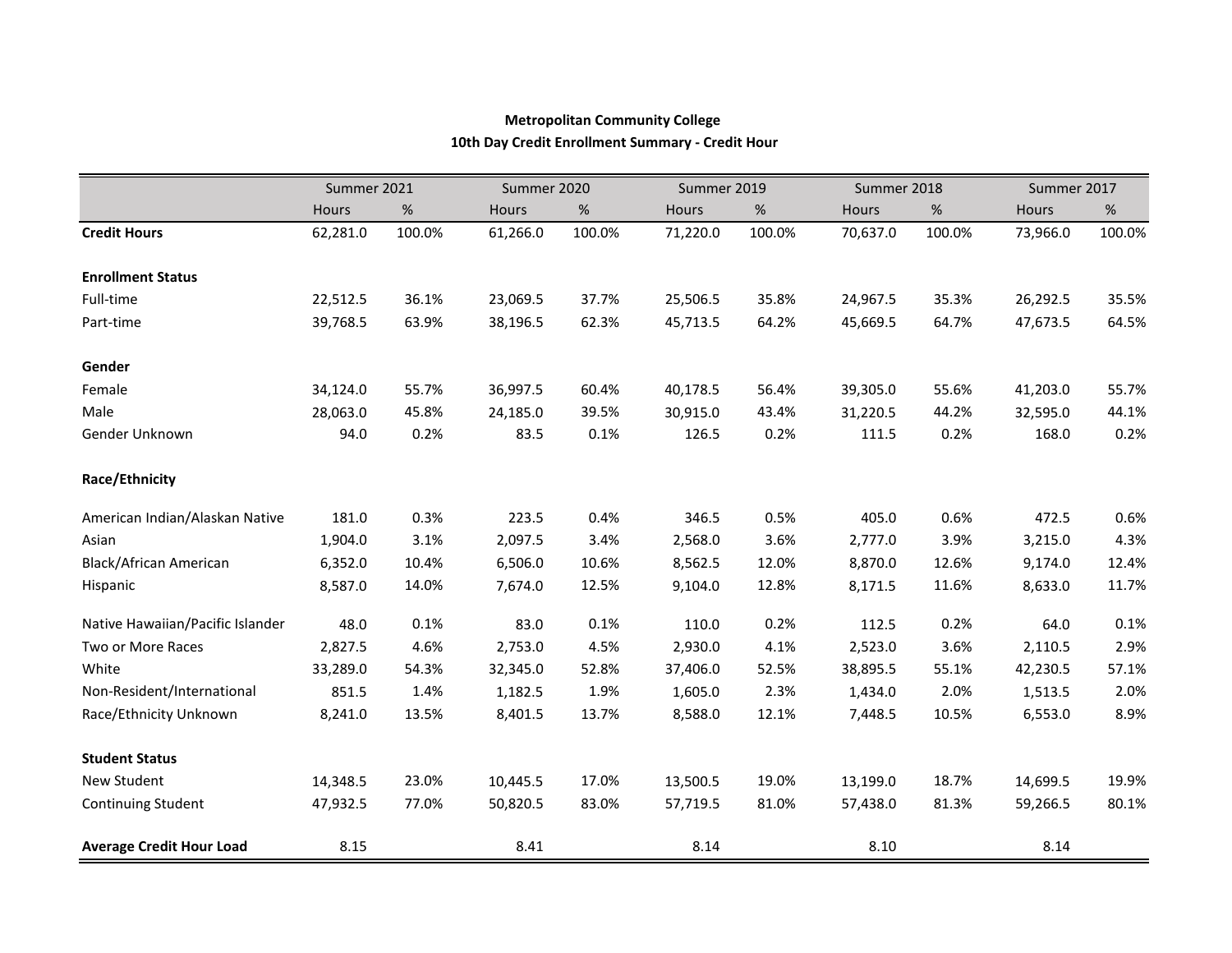**Metropolitan Community College**
**10th Day Credit Enrollment Summary - Credit Hour**

| | Summer 2021 | | Summer 2020 | | Summer 2019 | | Summer 2018 | | Summer 2017 | |
|---|---|---|---|---|---|---|---|---|---|---|
| | Hours | % | Hours | % | Hours | % | Hours | % | Hours | % |
| **Credit Hours** | 62,281.0 | 100.0% | 61,266.0 | 100.0% | 71,220.0 | 100.0% | 70,637.0 | 100.0% | 73,966.0 | 100.0% |
| **Enrollment Status** | | | | | | | | | | |
| Full-time | 22,512.5 | 36.1% | 23,069.5 | 37.7% | 25,506.5 | 35.8% | 24,967.5 | 35.3% | 26,292.5 | 35.5% |
| Part-time | 39,768.5 | 63.9% | 38,196.5 | 62.3% | 45,713.5 | 64.2% | 45,669.5 | 64.7% | 47,673.5 | 64.5% |
| **Gender** | | | | | | | | | | |
| Female | 34,124.0 | 55.7% | 36,997.5 | 60.4% | 40,178.5 | 56.4% | 39,305.0 | 55.6% | 41,203.0 | 55.7% |
| Male | 28,063.0 | 45.8% | 24,185.0 | 39.5% | 30,915.0 | 43.4% | 31,220.5 | 44.2% | 32,595.0 | 44.1% |
| Gender Unknown | 94.0 | 0.2% | 83.5 | 0.1% | 126.5 | 0.2% | 111.5 | 0.2% | 168.0 | 0.2% |
| **Race/Ethnicity** | | | | | | | | | | |
| American Indian/Alaskan Native | 181.0 | 0.3% | 223.5 | 0.4% | 346.5 | 0.5% | 405.0 | 0.6% | 472.5 | 0.6% |
| Asian | 1,904.0 | 3.1% | 2,097.5 | 3.4% | 2,568.0 | 3.6% | 2,777.0 | 3.9% | 3,215.0 | 4.3% |
| Black/African American | 6,352.0 | 10.4% | 6,506.0 | 10.6% | 8,562.5 | 12.0% | 8,870.0 | 12.6% | 9,174.0 | 12.4% |
| Hispanic | 8,587.0 | 14.0% | 7,674.0 | 12.5% | 9,104.0 | 12.8% | 8,171.5 | 11.6% | 8,633.0 | 11.7% |
| Native Hawaiian/Pacific Islander | 48.0 | 0.1% | 83.0 | 0.1% | 110.0 | 0.2% | 112.5 | 0.2% | 64.0 | 0.1% |
| Two or More Races | 2,827.5 | 4.6% | 2,753.0 | 4.5% | 2,930.0 | 4.1% | 2,523.0 | 3.6% | 2,110.5 | 2.9% |
| White | 33,289.0 | 54.3% | 32,345.0 | 52.8% | 37,406.0 | 52.5% | 38,895.5 | 55.1% | 42,230.5 | 57.1% |
| Non-Resident/International | 851.5 | 1.4% | 1,182.5 | 1.9% | 1,605.0 | 2.3% | 1,434.0 | 2.0% | 1,513.5 | 2.0% |
| Race/Ethnicity Unknown | 8,241.0 | 13.5% | 8,401.5 | 13.7% | 8,588.0 | 12.1% | 7,448.5 | 10.5% | 6,553.0 | 8.9% |
| **Student Status** | | | | | | | | | | |
| New Student | 14,348.5 | 23.0% | 10,445.5 | 17.0% | 13,500.5 | 19.0% | 13,199.0 | 18.7% | 14,699.5 | 19.9% |
| Continuing Student | 47,932.5 | 77.0% | 50,820.5 | 83.0% | 57,719.5 | 81.0% | 57,438.0 | 81.3% | 59,266.5 | 80.1% |
| **Average Credit Hour Load** | 8.15 | | 8.41 | | 8.14 | | 8.10 | | 8.14 | |